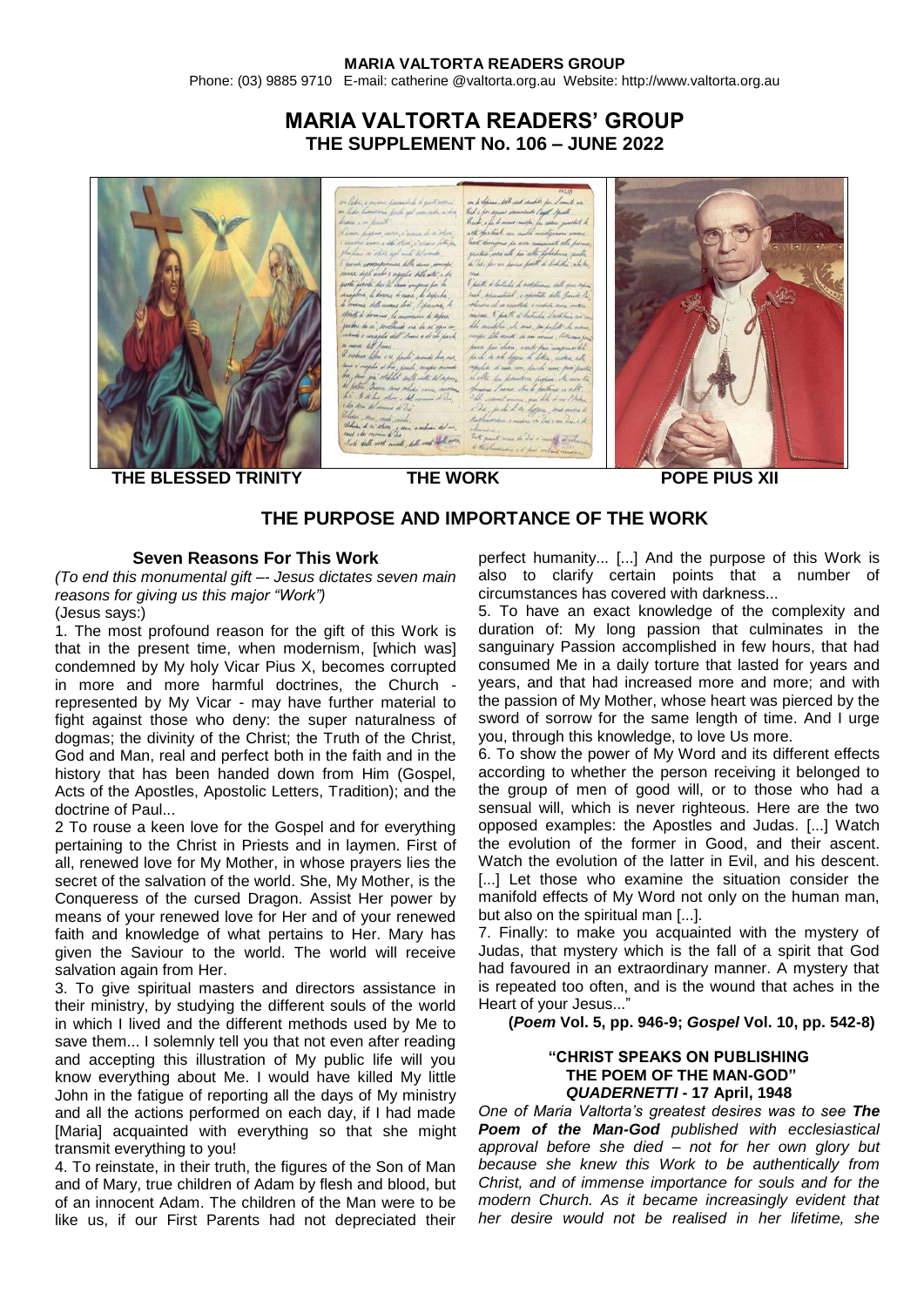# MARIA VALTORTA READERS' GROUP
## THE SUPPLEMENT No. 106 – JUNE 2022

THE BLESSED TRINITY    THE WORK    POPE PIUS XII

## THE PURPOSE AND IMPORTANCE OF THE WORK

### Seven Reasons For This Work

*(To end this monumental gift –- Jesus dictates seven main reasons for giving us this major "Work")*

(Jesus says:)

1. The most profound reason for the gift of this Work is that in the present time, when modernism, [which was] condemned by My holy Vicar Pius X, becomes corrupted in more and more harmful doctrines, the Church - represented by My Vicar - may have further material to fight against those who deny: the super naturalness of dogmas; the divinity of the Christ; the Truth of the Christ, God and Man, real and perfect both in the faith and in the history that has been handed down from Him (Gospel, Acts of the Apostles, Apostolic Letters, Tradition); and the doctrine of Paul...

2 To rouse a keen love for the Gospel and for everything pertaining to the Christ in Priests and in laymen. First of all, renewed love for My Mother, in whose prayers lies the secret of the salvation of the world. She, My Mother, is the Conqueress of the cursed Dragon. Assist Her power by means of your renewed love for Her and of your renewed faith and knowledge of what pertains to Her. Mary has given the Saviour to the world. The world will receive salvation again from Her.

3. To give spiritual masters and directors assistance in their ministry, by studying the different souls of the world in which I lived and the different methods used by Me to save them... I solemnly tell you that not even after reading and accepting this illustration of My public life will you know everything about Me. I would have killed My little John in the fatigue of reporting all the days of My ministry and all the actions performed on each day, if I had made [Maria] acquainted with everything so that she might transmit everything to you!

4. To reinstate, in their truth, the figures of the Son of Man and of Mary, true children of Adam by flesh and blood, but of an innocent Adam. The children of the Man were to be like us, if our First Parents had not depreciated their perfect humanity... [...] And the purpose of this Work is also to clarify certain points that a number of circumstances has covered with darkness...

5. To have an exact knowledge of the complexity and duration of: My long passion that culminates in the sanguinary Passion accomplished in few hours, that had consumed Me in a daily torture that lasted for years and years, and that had increased more and more; and with the passion of My Mother, whose heart was pierced by the sword of sorrow for the same length of time. And I urge you, through this knowledge, to love Us more.

6. To show the power of My Word and its different effects according to whether the person receiving it belonged to the group of men of good will, or to those who had a sensual will, which is never righteous. Here are the two opposed examples: the Apostles and Judas. [...] Watch the evolution of the former in Good, and their ascent. Watch the evolution of the latter in Evil, and his descent. [...] Let those who examine the situation consider the manifold effects of My Word not only on the human man, but also on the spiritual man [...].

7. Finally: to make you acquainted with the mystery of Judas, that mystery which is the fall of a spirit that God had favoured in an extraordinary manner. A mystery that is repeated too often, and is the wound that aches in the Heart of your Jesus..."

**(*Poem* Vol. 5, pp. 946-9; *Gospel* Vol. 10, pp. 542-8)**

### "CHRIST SPEAKS ON PUBLISHING THE POEM OF THE MAN-GOD" *QUADERNETTI* - 17 April, 1948

*One of Maria Valtorta's greatest desires was to see **The Poem of the Man-God** published with ecclesiastical approval before she died – not for her own glory but because she knew this Work to be authentically from Christ, and of immense importance for souls and for the modern Church. As it became increasingly evident that her desire would not be realised in her lifetime, she*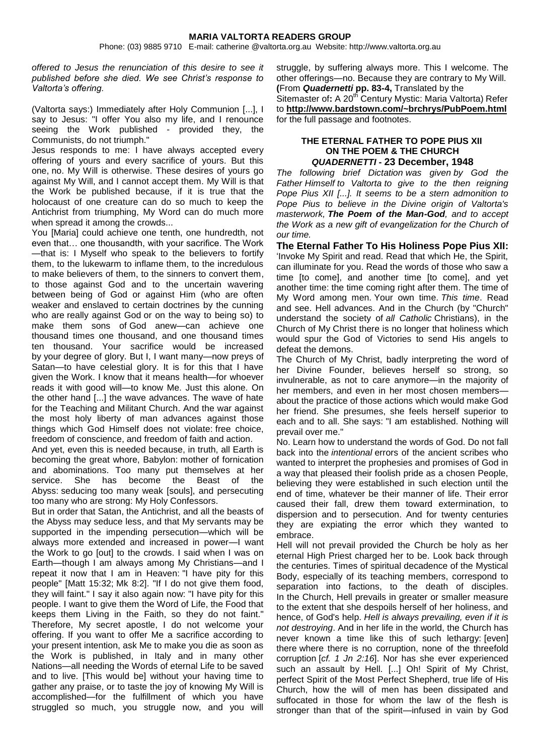*offered to Jesus the renunciation of this desire to see it published before she died. We see Christ's response to Valtorta's offering.*

(Valtorta says:) Immediately after Holy Communion [...], I say to Jesus: "I offer You also my life, and I renounce seeing the Work published - provided they, the Communists, do not triumph."

Jesus responds to me: I have always accepted every offering of yours and every sacrifice of yours. But this one, no. My Will is otherwise. These desires of yours go against My Will, and I cannot accept them. My Will is that the Work be published because, if it is true that the holocaust of one creature can do so much to keep the Antichrist from triumphing, My Word can do much more when spread it among the crowds...

You [Maria] could achieve one tenth, one hundredth, not even that… one thousandth, with your sacrifice. The Work —that is: I Myself who speak to the believers to fortify them, to the lukewarm to inflame them, to the incredulous to make believers of them, to the sinners to convert them, to those against God and to the uncertain wavering between being of God or against Him (who are often weaker and enslaved to certain doctrines by the cunning who are really against God or on the way to being so) to make them sons of God anew—can achieve one thousand times one thousand, and one thousand times ten thousand. Your sacrifice would be increased by your degree of glory. But I, I want many—now preys of Satan—to have celestial glory. It is for this that I have given the Work. I know that it means health—for whoever reads it with good will—to know Me. Just this alone. On the other hand [...] the wave advances. The wave of hate for the Teaching and Militant Church. And the war against the most holy liberty of man advances against those things which God Himself does not violate: free choice, freedom of conscience, and freedom of faith and action.

And yet, even this is needed because, in truth, all Earth is becoming the great whore, Babylon: mother of fornication and abominations. Too many put themselves at her service. She has become the Beast of the Abyss: seducing too many weak [souls], and persecuting too many who are strong: My Holy Confessors.

But in order that Satan, the Antichrist, and all the beasts of the Abyss may seduce less, and that My servants may be supported in the impending persecution—which will be always more extended and increased in power—I want the Work to go [out] to the crowds. I said when I was on Earth—though I am always among My Christians—and I repeat it now that I am in Heaven: "I have pity for this people" [Matt 15:32; Mk 8:2]. "If I do not give them food, they will faint." I say it also again now: "I have pity for this people. I want to give them the Word of Life, the Food that keeps them Living in the Faith, so they do not faint." Therefore, My secret apostle, I do not welcome your offering. If you want to offer Me a sacrifice according to your present intention, ask Me to make you die as soon as the Work is published, in Italy and in many other Nations—all needing the Words of eternal Life to be saved and to live. [This would be] without your having time to gather any praise, or to taste the joy of knowing My Will is accomplished—for the fulfillment of which you have struggled so much, you struggle now, and you will struggle, by suffering always more. This I welcome. The other offerings—no. Because they are contrary to My Will. **(**From ***Quadernetti* pp. 83-4,** Translated by the Sitemaster of**:** A 20th Century Mystic: Maria Valtorta) Refer to **http://www.bardstown.com/~brchrys/PubPoem.html** for the full passage and footnotes.

### THE ETERNAL FATHER TO POPE PIUS XII ON THE POEM & THE CHURCH *QUADERNETTI* - 23 December, 1948

*The following brief Dictation was given by God the Father Himself to Valtorta to give to the then reigning Pope Pius XII [...]. It seems to be a stern admonition to Pope Pius to believe in the Divine origin of Valtorta's masterwork, **The Poem of the Man-God**, and to accept the Work as a new gift of evangelization for the Church of our time.*

**The Eternal Father To His Holiness Pope Pius XII:** 'Invoke My Spirit and read. Read that which He, the Spirit, can illuminate for you. Read the words of those who saw a time [to come], and another time [to come], and yet another time: the time coming right after them. The time of My Word among men. Your own time. *This time*. Read and see. Hell advances. And in the Church (by "Church" understand the society of *all Catholic* Christians), in the Church of My Christ there is no longer that holiness which would spur the God of Victories to send His angels to defeat the demons.

The Church of My Christ, badly interpreting the word of her Divine Founder, believes herself so strong, so invulnerable, as not to care anymore—in the majority of her members, and even in her most chosen members—about the practice of those actions which would make God her friend. She presumes, she feels herself superior to each and to all. She says: "I am established. Nothing will prevail over me."

No. Learn how to understand the words of God. Do not fall back into the *intentional* errors of the ancient scribes who wanted to interpret the prophesies and promises of God in a way that pleased their foolish pride as a chosen People, believing they were established in such election until the end of time, whatever be their manner of life. Their error caused their fall, drew them toward extermination, to dispersion and to persecution. And for twenty centuries they are expiating the error which they wanted to embrace.

Hell will not prevail provided the Church be holy as her eternal High Priest charged her to be. Look back through the centuries. Times of spiritual decadence of the Mystical Body, especially of its teaching members, correspond to separation into factions, to the death of disciples. In the Church, Hell prevails in greater or smaller measure to the extent that she despoils herself of her holiness, and hence, of God's help. *Hell is always prevailing, even if it is not destroying*. And in her life in the world, the Church has never known a time like this of such lethargy: [even] there where there is no corruption, none of the threefold corruption [*cf. 1 Jn 2:16*]. Nor has she ever experienced such an assault by Hell. [...] Oh! Spirit of My Christ, perfect Spirit of the Most Perfect Shepherd, true life of His Church, how the will of men has been dissipated and suffocated in those for whom the law of the flesh is stronger than that of the spirit—infused in vain by God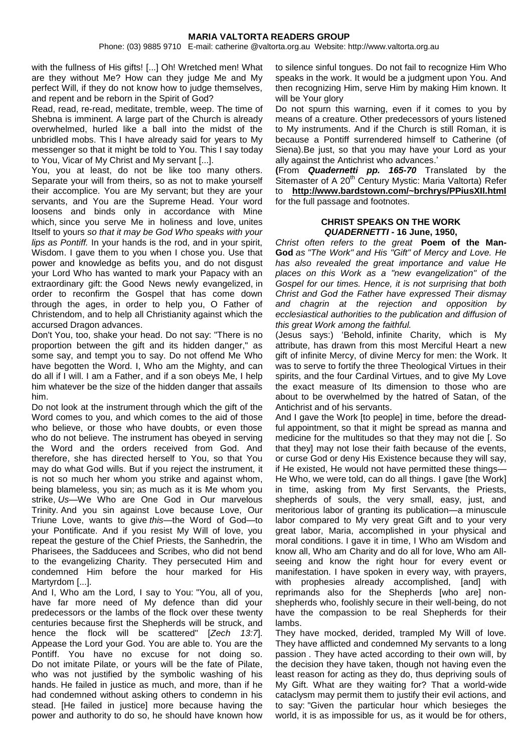with the fullness of His gifts! [...] Oh! Wretched men! What are they without Me? How can they judge Me and My perfect Will, if they do not know how to judge themselves, and repent and be reborn in the Spirit of God?

Read, read, re-read, meditate, tremble, weep. The time of Shebna is imminent. A large part of the Church is already overwhelmed, hurled like a ball into the midst of the unbridled mobs. This I have already said for years to My messenger so that it might be told to You. This I say today to You, Vicar of My Christ and My servant [...].

You, you at least, do not be like too many others. Separate your will from theirs, so as not to make yourself their accomplice. You are My servant; but they are your servants, and You are the Supreme Head. Your word loosens and binds only in accordance with Mine which, since you serve Me in holiness and love, unites Itself to yours *so that it may be God Who speaks with your lips as Pontiff.* In your hands is the rod, and in your spirit, Wisdom. I gave them to you when I chose you. Use that power and knowledge as befits you, and do not disgust your Lord Who has wanted to mark your Papacy with an extraordinary gift: the Good News newly evangelized, in order to reconfirm the Gospel that has come down through the ages, in order to help you, O Father of Christendom, and to help all Christianity against which the accursed Dragon advances.

Don't You, too, shake your head. Do not say: "There is no proportion between the gift and its hidden danger," as some say, and tempt you to say. Do not offend Me Who have begotten the Word. I, Who am the Mighty, and can do all if I will. I am a Father, and if a son obeys Me, I help him whatever be the size of the hidden danger that assails him.

Do not look at the instrument through which the gift of the Word comes to you, and which comes to the aid of those who believe, or those who have doubts, or even those who do not believe. The instrument has obeyed in serving the Word and the orders received from God. And therefore, she has directed herself to You, so that You may do what God wills. But if you reject the instrument, it is not so much her whom you strike and against whom, being blameless, you sin; as much as it is Me whom you strike, *Us*—We Who are One God in Our marvelous Trinity. And you sin against Love because Love, Our Triune Love, wants to give *this*—the Word of God—to your Pontificate. And if you resist My Will of love, you repeat the gesture of the Chief Priests, the Sanhedrin, the Pharisees, the Sadducees and Scribes, who did not bend to the evangelizing Charity. They persecuted Him and condemned Him before the hour marked for His Martyrdom [...].

And I, Who am the Lord, I say to You: "You, all of you, have far more need of My defence than did your predecessors or the lambs of the flock over these twenty centuries because first the Shepherds will be struck, and hence the flock will be scattered" [*Zech 13:7*]. Appease the Lord your God. You are able to. You are the Pontiff. You have no excuse for not doing so. Do not imitate Pilate, or yours will be the fate of Pilate, who was not justified by the symbolic washing of his hands. He failed in justice as much, and more, than if he had condemned without asking others to condemn in his stead. [He failed in justice] more because having the power and authority to do so, he should have known how to silence sinful tongues. Do not fail to recognize Him Who speaks in the work. It would be a judgment upon You. And then recognizing Him, serve Him by making Him known. It will be Your glory

Do not spurn this warning, even if it comes to you by means of a creature. Other predecessors of yours listened to My instruments. And if the Church is still Roman, it is because a Pontiff surrendered himself to Catherine (of Siena).Be just, so that you may have your Lord as your ally against the Antichrist who advances.'

**(**From ***Quadernetti pp. 165-70*** Translated by the Sitemaster of A 20th Century Mystic: Maria Valtorta) Refer to **http://www.bardstown.com/~brchrys/PPiusXII.html** for the full passage and footnotes.

### CHRIST SPEAKS ON THE WORK
### *QUADERNETTI* - 16 June, 1950,

*Christ often refers to the great* **Poem of the Man-God** *as "The Work" and His "Gift" of Mercy and Love. He has also revealed the great importance and value He places on this Work as a "new evangelization" of the Gospel for our times. Hence, it is not surprising that both Christ and God the Father have expressed Their dismay and chagrin at the rejection and opposition by ecclesiastical authorities to the publication and diffusion of this great Work among the faithful.*

(Jesus says:) 'Behold, infinite Charity, which is My attribute, has drawn from this most Merciful Heart a new gift of infinite Mercy, of divine Mercy for men: the Work. It was to serve to fortify the three Theological Virtues in their spirits, and the four Cardinal Virtues, and to give My Love the exact measure of Its dimension to those who are about to be overwhelmed by the hatred of Satan, of the Antichrist and of his servants.

And I gave the Work [to people] in time, before the dreadful appointment, so that it might be spread as manna and medicine for the multitudes so that they may not die [. So that they] may not lose their faith because of the events, or curse God or deny His Existence because they will say, if He existed, He would not have permitted these things—He Who, we were told, can do all things. I gave [the Work] in time, asking from My first Servants, the Priests, shepherds of souls, the very small, easy, just, and meritorious labor of granting its publication—a minuscule labor compared to My very great Gift and to your very great labor, Maria, accomplished in your physical and moral conditions. I gave it in time, I Who am Wisdom and know all, Who am Charity and do all for love, Who am All-seeing and know the right hour for every event or manifestation. I have spoken in every way, with prayers, with prophesies already accomplished, [and] with reprimands also for the Shepherds [who are] non-shepherds who, foolishly secure in their well-being, do not have the compassion to be real Shepherds for their lambs.

They have mocked, derided, trampled My Will of love. They have afflicted and condemned My servants to a long passion . They have acted according to their own will, by the decision they have taken, though not having even the least reason for acting as they do, thus depriving souls of My Gift. What are they waiting for? That a world-wide cataclysm may permit them to justify their evil actions, and to say: "Given the particular hour which besieges the world, it is as impossible for us, as it would be for others,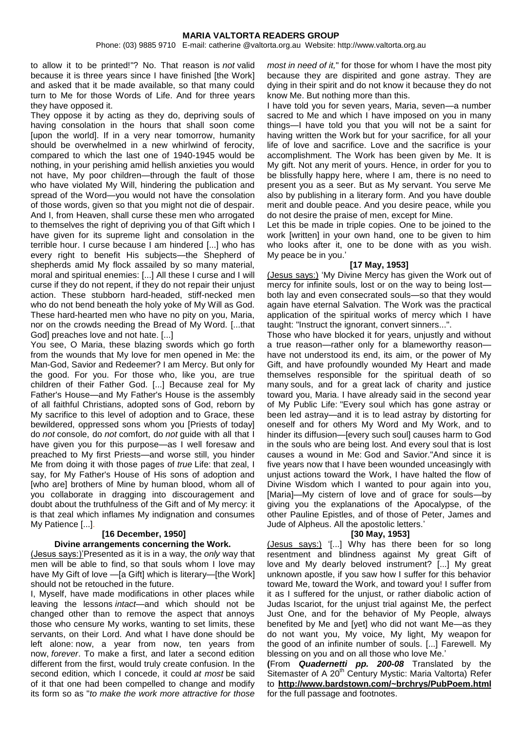to allow it to be printed!"? No. That reason is *not* valid because it is three years since I have finished [the Work] and asked that it be made available, so that many could turn to Me for those Words of Life. And for three years they have opposed it.

They oppose it by acting as they do, depriving souls of having consolation in the hours that shall soon come [upon the world]. If in a very near tomorrow, humanity should be overwhelmed in a new whirlwind of ferocity, compared to which the last one of 1940-1945 would be nothing, in your perishing amid hellish anxieties you would not have, My poor children—through the fault of those who have violated My Will, hindering the publication and spread of the Word—you would not have the consolation of those words, given so that you might not die of despair. And I, from Heaven, shall curse these men who arrogated to themselves the right of depriving you of that Gift which I have given for its supreme light and consolation in the terrible hour. I curse because I am hindered [...] who has every right to benefit His subjects—the Shepherd of shepherds amid My flock assailed by so many material, moral and spiritual enemies: [...] All these I curse and I will curse if they do not repent, if they do not repair their unjust action. These stubborn hard-headed, stiff-necked men who do not bend beneath the holy yoke of My Will as God. These hard-hearted men who have no pity on you, Maria, nor on the crowds needing the Bread of My Word. [...that God] preaches love and not hate. [...]

You see, O Maria, these blazing swords which go forth from the wounds that My love for men opened in Me: the Man-God, Savior and Redeemer? I am Mercy. But only for the good. For you. For those who, like you, are true children of their Father God. [...] Because zeal for My Father's House—and My Father's House is the assembly of all faithful Christians, adopted sons of God, reborn by My sacrifice to this level of adoption and to Grace, these bewildered, oppressed sons whom you [Priests of today] do *not* console, do *not* comfort, do *not* guide with all that I have given you for this purpose—as I well foresaw and preached to My first Priests—and worse still, you hinder Me from doing it with those pages of *true* Life: that zeal, I say, for My Father's House of His sons of adoption and [who are] brothers of Mine by human blood, whom all of you collaborate in dragging into discouragement and doubt about the truthfulness of the Gift and of My mercy: it is that zeal which inflames My indignation and consumes My Patience [...].

**[16 December, 1950]**

**Divine arrangements concerning the Work.**

(Jesus says:)'Presented as it is in a way, the *only* way that men will be able to find, so that souls whom I love may have My Gift of love —[a Gift] which is literary—[the Work] should not be retouched in the future.

I, Myself, have made modifications in other places while leaving the lessons *intact*—and which should not be changed other than to remove the aspect that annoys those who censure My works, wanting to set limits, these servants, on their Lord. And what I have done should be left alone: now, a year from now, ten years from now, *forever*. To make a first, and later a second edition different from the first, would truly create confusion. In the second edition, which I concede, it could *at most* be said of it that one had been compelled to change and modify its form so as "*to make the work more attractive for those most in need of it,*" for those for whom I have the most pity because they are dispirited and gone astray. They are dying in their spirit and do not know it because they do not know Me. But nothing more than this.

I have told you for seven years, Maria, seven—a number sacred to Me and which I have imposed on you in many things—I have told you that you will not be a saint for having written the Work but for your sacrifice, for all your life of love and sacrifice. Love and the sacrifice is your accomplishment. The Work has been given by Me. It is My gift. Not any merit of yours. Hence, in order for you to be blissfully happy here, where I am, there is no need to present you as a seer. But as My servant. You serve Me also by publishing in a literary form. And you have double merit and double peace. And you desire peace, while you do not desire the praise of men, except for Mine.

Let this be made in triple copies. One to be joined to the work [written] in your own hand, one to be given to him who looks after it, one to be done with as you wish. My peace be in you.'

**[17 May, 1953]**

(Jesus says:) 'My Divine Mercy has given the Work out of mercy for infinite souls, lost or on the way to being lost—both lay and even consecrated souls—so that they would again have eternal Salvation. The Work was the practical application of the spiritual works of mercy which I have taught: "Instruct the ignorant, convert sinners...".

Those who have blocked it for years, unjustly and without a true reason—rather only for a blameworthy reason—have not understood its end, its aim, or the power of My Gift, and have profoundly wounded My Heart and made themselves responsible for the spiritual death of so many souls, and for a great lack of charity and justice toward you, Maria. I have already said in the second year of My Public Life: "Every soul which has gone astray or been led astray—and it is to lead astray by distorting for oneself and for others My Word and My Work, and to hinder its diffusion—[every such soul] causes harm to God in the souls who are being lost. And every soul that is lost causes a wound in Me: God and Savior."And since it is five years now that I have been wounded unceasingly with unjust actions toward the Work, I have halted the flow of Divine Wisdom which I wanted to pour again into you, [Maria]—My cistern of love and of grace for souls—by giving you the explanations of the Apocalypse, of the other Pauline Epistles, and of those of Peter, James and Jude of Alpheus. All the apostolic letters.'

**[30 May, 1953]**

(Jesus says:) '[...] Why has there been for so long resentment and blindness against My great Gift of love and My dearly beloved instrument? [...] My great unknown apostle, if you saw how I suffer for this behavior toward Me, toward the Work, and toward you! I suffer from it as I suffered for the unjust, or rather diabolic action of Judas Iscariot, for the unjust trial against Me, the perfect Just One, and for the behavior of My People, always benefited by Me and [yet] who did not want Me—as they do not want you, My voice, My light, My weapon for the good of an infinite number of souls. [...] Farewell. My blessing on you and on all those who love Me.'

**(**From ***Quadernetti pp. 200-08*** Translated by the Sitemaster of A 20th Century Mystic: Maria Valtorta) Refer to **http://www.bardstown.com/~brchrys/PubPoem.html** for the full passage and footnotes.